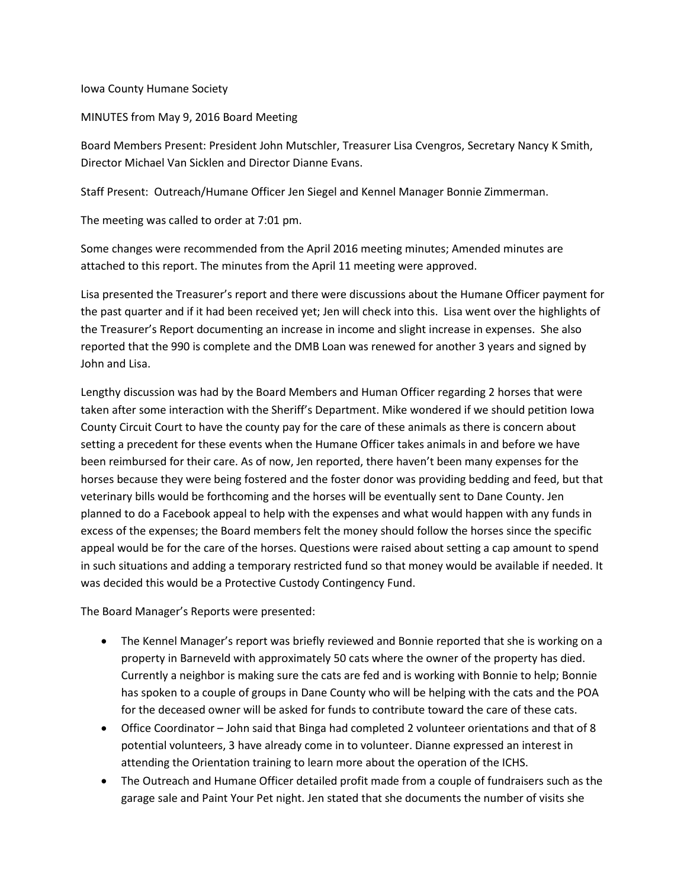Iowa County Humane Society

MINUTES from May 9, 2016 Board Meeting

Board Members Present: President John Mutschler, Treasurer Lisa Cvengros, Secretary Nancy K Smith, Director Michael Van Sicklen and Director Dianne Evans.

Staff Present: Outreach/Humane Officer Jen Siegel and Kennel Manager Bonnie Zimmerman.

The meeting was called to order at 7:01 pm.

Some changes were recommended from the April 2016 meeting minutes; Amended minutes are attached to this report. The minutes from the April 11 meeting were approved.

Lisa presented the Treasurer's report and there were discussions about the Humane Officer payment for the past quarter and if it had been received yet; Jen will check into this. Lisa went over the highlights of the Treasurer's Report documenting an increase in income and slight increase in expenses. She also reported that the 990 is complete and the DMB Loan was renewed for another 3 years and signed by John and Lisa.

Lengthy discussion was had by the Board Members and Human Officer regarding 2 horses that were taken after some interaction with the Sheriff's Department. Mike wondered if we should petition Iowa County Circuit Court to have the county pay for the care of these animals as there is concern about setting a precedent for these events when the Humane Officer takes animals in and before we have been reimbursed for their care. As of now, Jen reported, there haven't been many expenses for the horses because they were being fostered and the foster donor was providing bedding and feed, but that veterinary bills would be forthcoming and the horses will be eventually sent to Dane County. Jen planned to do a Facebook appeal to help with the expenses and what would happen with any funds in excess of the expenses; the Board members felt the money should follow the horses since the specific appeal would be for the care of the horses. Questions were raised about setting a cap amount to spend in such situations and adding a temporary restricted fund so that money would be available if needed. It was decided this would be a Protective Custody Contingency Fund.

The Board Manager's Reports were presented:

- The Kennel Manager's report was briefly reviewed and Bonnie reported that she is working on a property in Barneveld with approximately 50 cats where the owner of the property has died. Currently a neighbor is making sure the cats are fed and is working with Bonnie to help; Bonnie has spoken to a couple of groups in Dane County who will be helping with the cats and the POA for the deceased owner will be asked for funds to contribute toward the care of these cats.
- Office Coordinator – John said that Binga had completed 2 volunteer orientations and that of 8 potential volunteers, 3 have already come in to volunteer. Dianne expressed an interest in attending the Orientation training to learn more about the operation of the ICHS.
- The Outreach and Humane Officer detailed profit made from a couple of fundraisers such as the garage sale and Paint Your Pet night. Jen stated that she documents the number of visits she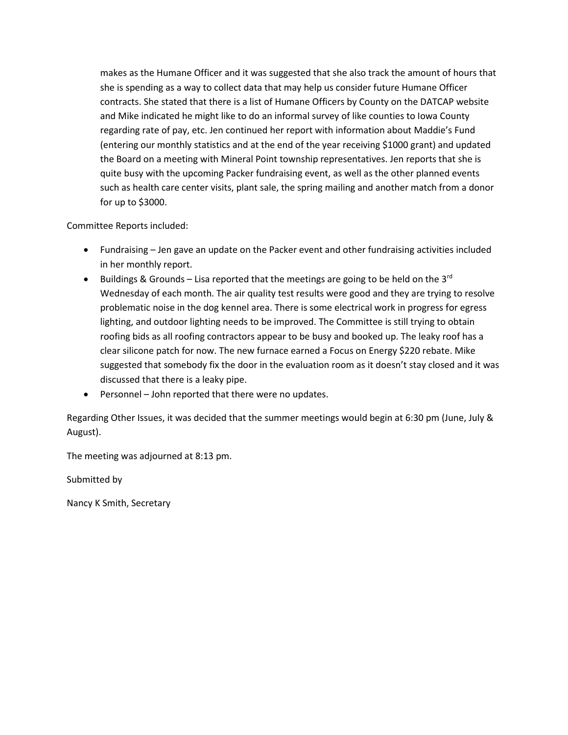makes as the Humane Officer and it was suggested that she also track the amount of hours that she is spending as a way to collect data that may help us consider future Humane Officer contracts. She stated that there is a list of Humane Officers by County on the DATCAP website and Mike indicated he might like to do an informal survey of like counties to Iowa County regarding rate of pay, etc. Jen continued her report with information about Maddie's Fund (entering our monthly statistics and at the end of the year receiving $1000 grant) and updated the Board on a meeting with Mineral Point township representatives. Jen reports that she is quite busy with the upcoming Packer fundraising event, as well as the other planned events such as health care center visits, plant sale, the spring mailing and another match from a donor for up to $3000.

Committee Reports included:

- Fundraising – Jen gave an update on the Packer event and other fundraising activities included in her monthly report.
- Buildings & Grounds – Lisa reported that the meetings are going to be held on the 3rd Wednesday of each month. The air quality test results were good and they are trying to resolve problematic noise in the dog kennel area. There is some electrical work in progress for egress lighting, and outdoor lighting needs to be improved. The Committee is still trying to obtain roofing bids as all roofing contractors appear to be busy and booked up. The leaky roof has a clear silicone patch for now. The new furnace earned a Focus on Energy $220 rebate. Mike suggested that somebody fix the door in the evaluation room as it doesn't stay closed and it was discussed that there is a leaky pipe.
- Personnel – John reported that there were no updates.

Regarding Other Issues, it was decided that the summer meetings would begin at 6:30 pm (June, July & August).

The meeting was adjourned at 8:13 pm.

Submitted by

Nancy K Smith, Secretary